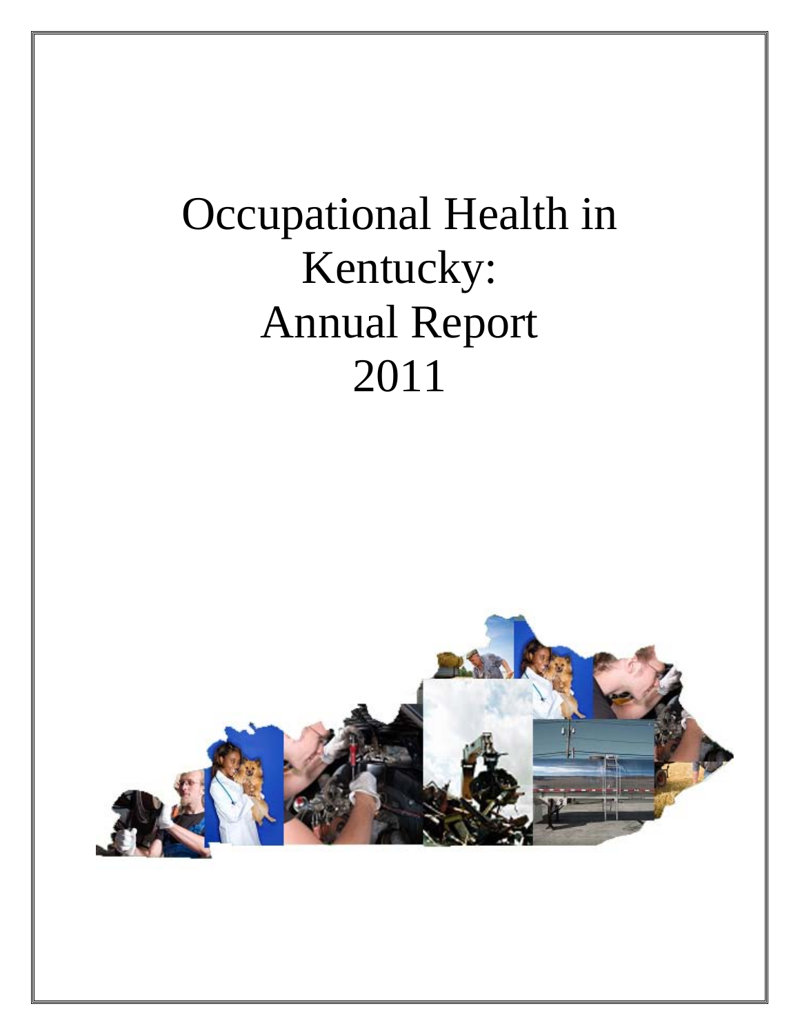# Occupational Health in Kentucky: Annual Report 2011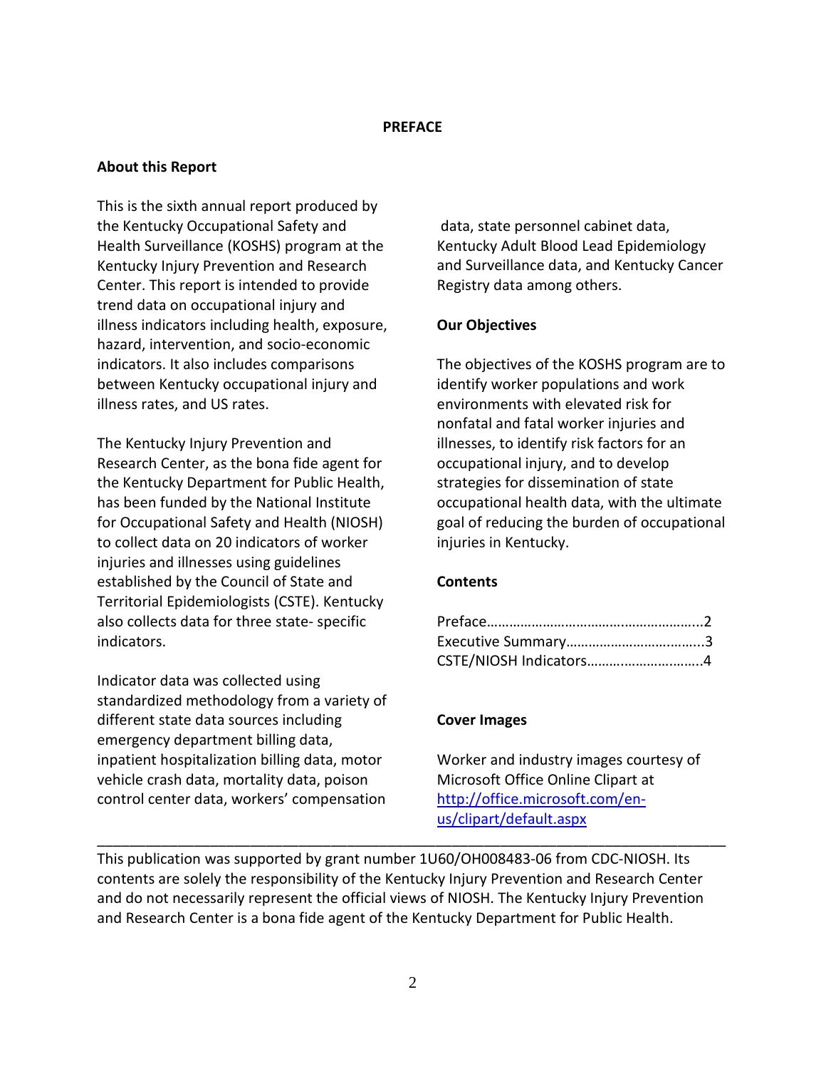# PREFACE

## About this Report

This is the sixth annual report produced by the Kentucky Occupational Safety and Health Surveillance (KOSHS) program at the Kentucky Injury Prevention and Research Center. This report is intended to provide trend data on occupational injury and illness indicators including health, exposure, hazard, intervention, and socio-economic indicators. It also includes comparisons between Kentucky occupational injury and illness rates, and US rates.

The Kentucky Injury Prevention and Research Center, as the bona fide agent for the Kentucky Department for Public Health, has been funded by the National Institute for Occupational Safety and Health (NIOSH) to collect data on 20 indicators of worker injuries and illnesses using guidelines established by the Council of State and Territorial Epidemiologists (CSTE). Kentucky also collects data for three state- specific indicators.

Indicator data was collected using standardized methodology from a variety of different state data sources including emergency department billing data, inpatient hospitalization billing data, motor vehicle crash data, mortality data, poison control center data, workers' compensation data, state personnel cabinet data, Kentucky Adult Blood Lead Epidemiology and Surveillance data, and Kentucky Cancer Registry data among others.

## Our Objectives

The objectives of the KOSHS program are to identify worker populations and work environments with elevated risk for nonfatal and fatal worker injuries and illnesses, to identify risk factors for an occupational injury, and to develop strategies for dissemination of state occupational health data, with the ultimate goal of reducing the burden of occupational injuries in Kentucky.

## Contents

Preface……………………………………………………..2
Executive Summary……………………………….....3
CSTE/NIOSH Indicators…………………………..4

## Cover Images

Worker and industry images courtesy of Microsoft Office Online Clipart at [http://office.microsoft.com/en-us/clipart/default.aspx](http://office.microsoft.com/en-us/clipart/default.aspx)

---

This publication was supported by grant number 1U60/OH008483-06 from CDC-NIOSH. Its contents are solely the responsibility of the Kentucky Injury Prevention and Research Center and do not necessarily represent the official views of NIOSH. The Kentucky Injury Prevention and Research Center is a bona fide agent of the Kentucky Department for Public Health.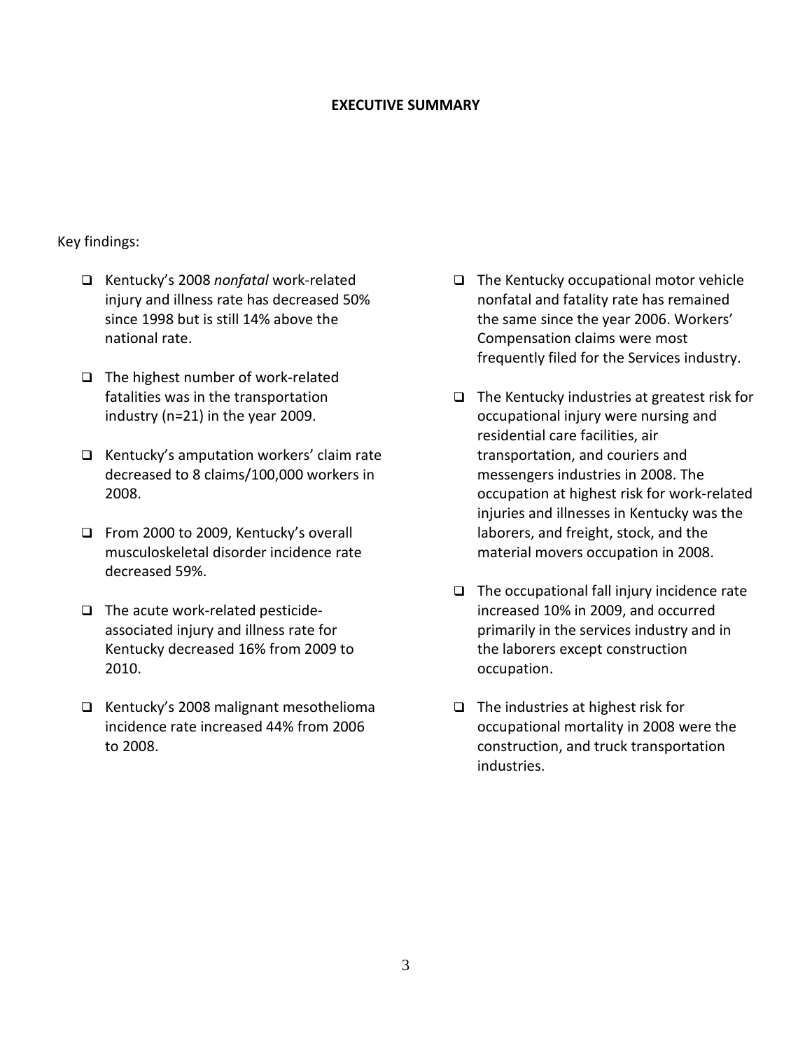# EXECUTIVE SUMMARY

Key findings:

- Kentucky's 2008 *nonfatal* work-related injury and illness rate has decreased 50% since 1998 but is still 14% above the national rate.
- The highest number of work-related fatalities was in the transportation industry (n=21) in the year 2009.
- Kentucky's amputation workers' claim rate decreased to 8 claims/100,000 workers in 2008.
- From 2000 to 2009, Kentucky's overall musculoskeletal disorder incidence rate decreased 59%.
- The acute work-related pesticide-associated injury and illness rate for Kentucky decreased 16% from 2009 to 2010.
- Kentucky's 2008 malignant mesothelioma incidence rate increased 44% from 2006 to 2008.
- The Kentucky occupational motor vehicle nonfatal and fatality rate has remained the same since the year 2006. Workers' Compensation claims were most frequently filed for the Services industry.
- The Kentucky industries at greatest risk for occupational injury were nursing and residential care facilities, air transportation, and couriers and messengers industries in 2008. The occupation at highest risk for work-related injuries and illnesses in Kentucky was the laborers, and freight, stock, and the material movers occupation in 2008.
- The occupational fall injury incidence rate increased 10% in 2009, and occurred primarily in the services industry and in the laborers except construction occupation.
- The industries at highest risk for occupational mortality in 2008 were the construction, and truck transportation industries.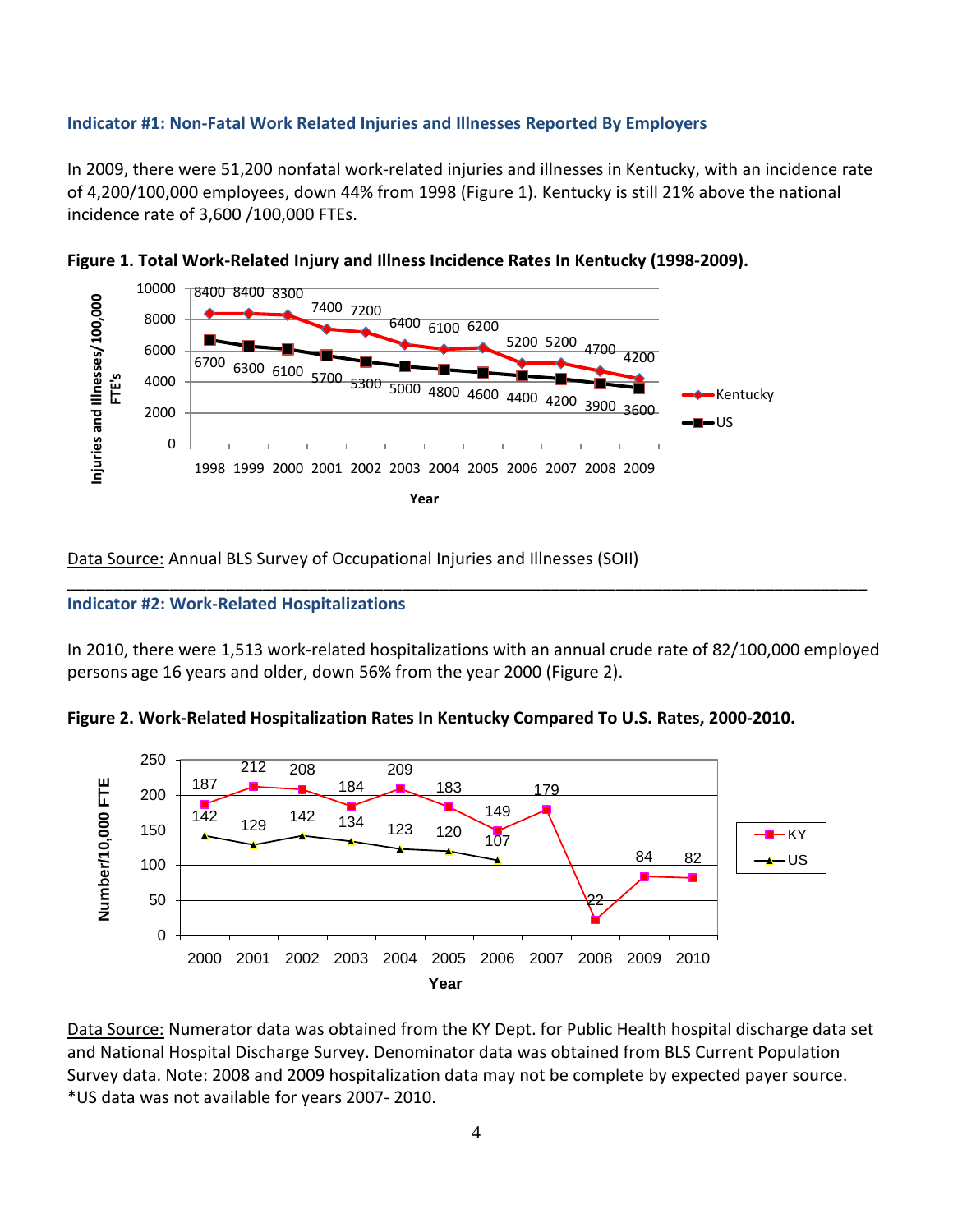### Indicator #1: Non-Fatal Work Related Injuries and Illnesses Reported By Employers

In 2009, there were 51,200 nonfatal work-related injuries and illnesses in Kentucky, with an incidence rate of 4,200/100,000 employees, down 44% from 1998 (Figure 1). Kentucky is still 21% above the national incidence rate of 3,600 /100,000 FTEs.

**Figure 1. Total Work-Related Injury and Illness Incidence Rates In Kentucky (1998-2009).**

| Year | Kentucky | US |
|---|---|---|
| 1998 | 8400 | 6700 |
| 1999 | 8400 | 6300 |
| 2000 | 8300 | 6100 |
| 2001 | 7400 | 5700 |
| 2002 | 7200 | 5300 |
| 2003 | 6400 | 5000 |
| 2004 | 6100 | 4800 |
| 2005 | 6200 | 4600 |
| 2006 | 5200 | 4400 |
| 2007 | 5200 | 4200 |
| 2008 | 4700 | 3900 |
| 2009 | 4200 | 3600 |

Data Source: Annual BLS Survey of Occupational Injuries and Illnesses (SOII)

---

### Indicator #2: Work-Related Hospitalizations

In 2010, there were 1,513 work-related hospitalizations with an annual crude rate of 82/100,000 employed persons age 16 years and older, down 56% from the year 2000 (Figure 2).

**Figure 2. Work-Related Hospitalization Rates In Kentucky Compared To U.S. Rates, 2000-2010.**

| Year | KY | US |
|---|---|---|
| 2000 | 187 | 142 |
| 2001 | 212 | 129 |
| 2002 | 208 | 142 |
| 2003 | 184 | 134 |
| 2004 | 209 | 123 |
| 2005 | 183 | 120 |
| 2006 | 149 | 107 |
| 2007 | 179 | |
| 2008 | 22 | |
| 2009 | 84 | |
| 2010 | 82 | |

Data Source: Numerator data was obtained from the KY Dept. for Public Health hospital discharge data set and National Hospital Discharge Survey. Denominator data was obtained from BLS Current Population Survey data. Note: 2008 and 2009 hospitalization data may not be complete by expected payer source. *US data was not available for years 2007- 2010.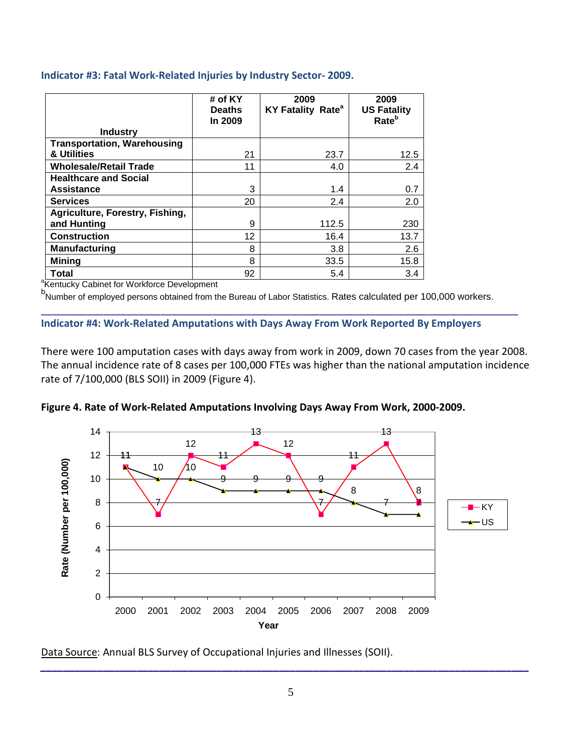### Indicator #3: Fatal Work-Related Injuries by Industry Sector- 2009.

| Industry | # of KY Deaths In 2009 | 2009 KY Fatality Rate[a] | 2009 US Fatality Rate[b] |
|---|---|---|---|
| **Transportation, Warehousing & Utilities** | 21 | 23.7 | 12.5 |
| **Wholesale/Retail Trade** | 11 | 4.0 | 2.4 |
| **Healthcare and Social Assistance** | 3 | 1.4 | 0.7 |
| **Services** | 20 | 2.4 | 2.0 |
| **Agriculture, Forestry, Fishing, and Hunting** | 9 | 112.5 | 230 |
| **Construction** | 12 | 16.4 | 13.7 |
| **Manufacturing** | 8 | 3.8 | 2.6 |
| **Mining** | 8 | 33.5 | 15.8 |
| **Total** | 92 | 5.4 | 3.4 |

[a]Kentucky Cabinet for Workforce Development

[b]Number of employed persons obtained from the Bureau of Labor Statistics. Rates calculated per 100,000 workers.

### Indicator #4: Work-Related Amputations with Days Away From Work Reported By Employers

There were 100 amputation cases with days away from work in 2009, down 70 cases from the year 2008. The annual incidence rate of 8 cases per 100,000 FTEs was higher than the national amputation incidence rate of 7/100,000 (BLS SOII) in 2009 (Figure 4).

**Figure 4. Rate of Work-Related Amputations Involving Days Away From Work, 2000-2009.**

| Year | KY | US |
|---|---|---|
| 2000 | 11 | 11 |
| 2001 | 7 | 10 |
| 2002 | 12 | 10 |
| 2003 | 11 | 9 |
| 2004 | 13 | 9 |
| 2005 | 12 | 9 |
| 2006 | 7 | 9 |
| 2007 | 11 | 8 |
| 2008 | 13 | 7 |
| 2009 | 8 | 7 |

Data Source: Annual BLS Survey of Occupational Injuries and Illnesses (SOII).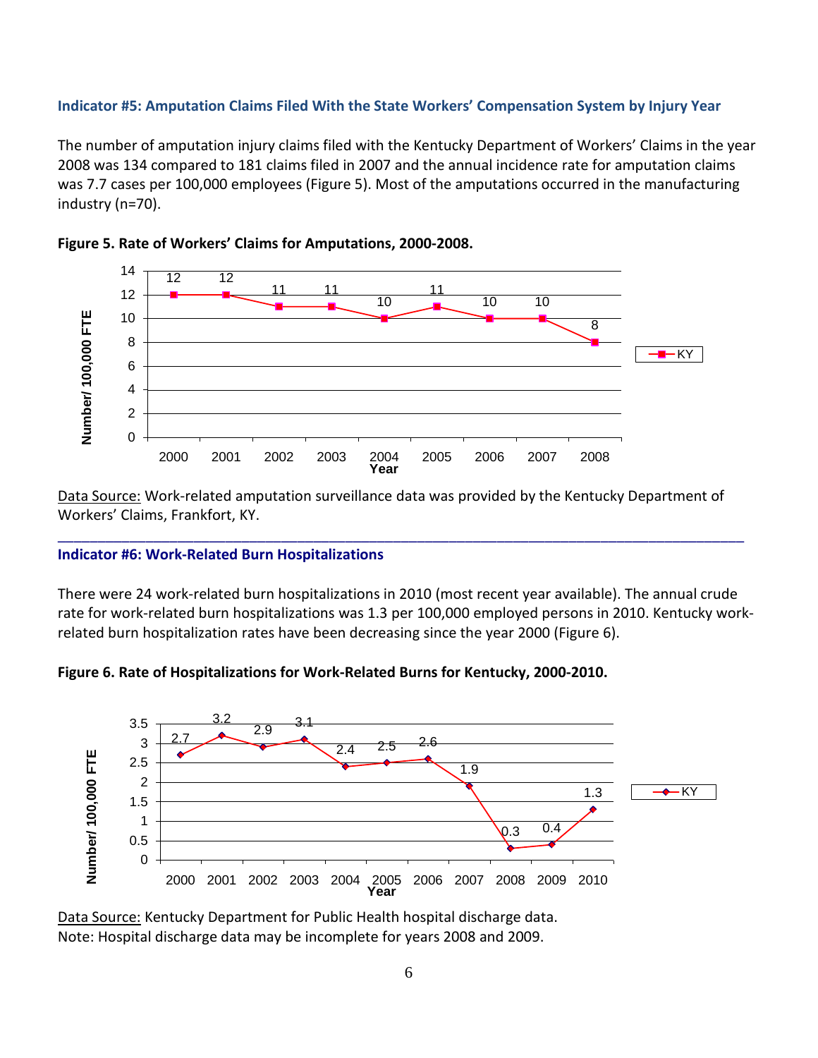### Indicator #5: Amputation Claims Filed With the State Workers' Compensation System by Injury Year

The number of amputation injury claims filed with the Kentucky Department of Workers' Claims in the year 2008 was 134 compared to 181 claims filed in 2007 and the annual incidence rate for amputation claims was 7.7 cases per 100,000 employees (Figure 5). Most of the amputations occurred in the manufacturing industry (n=70).

**Figure 5. Rate of Workers' Claims for Amputations, 2000-2008.**

| Year | KY (Number/ 100,000 FTE) |
| --- | --- |
| 2000 | 12 |
| 2001 | 12 |
| 2002 | 11 |
| 2003 | 11 |
| 2004 | 10 |
| 2005 | 11 |
| 2006 | 10 |
| 2007 | 10 |
| 2008 | 8 |

Data Source: Work-related amputation surveillance data was provided by the Kentucky Department of Workers' Claims, Frankfort, KY.

---

### Indicator #6: Work-Related Burn Hospitalizations

There were 24 work-related burn hospitalizations in 2010 (most recent year available). The annual crude rate for work-related burn hospitalizations was 1.3 per 100,000 employed persons in 2010. Kentucky work-related burn hospitalization rates have been decreasing since the year 2000 (Figure 6).

**Figure 6. Rate of Hospitalizations for Work-Related Burns for Kentucky, 2000-2010.**

| Year | KY (Number/ 100,000 FTE) |
| --- | --- |
| 2000 | 2.7 |
| 2001 | 3.2 |
| 2002 | 2.9 |
| 2003 | 3.1 |
| 2004 | 2.4 |
| 2005 | 2.5 |
| 2006 | 2.6 |
| 2007 | 1.9 |
| 2008 | 0.3 |
| 2009 | 0.4 |
| 2010 | 1.3 |

Data Source: Kentucky Department for Public Health hospital discharge data.
Note: Hospital discharge data may be incomplete for years 2008 and 2009.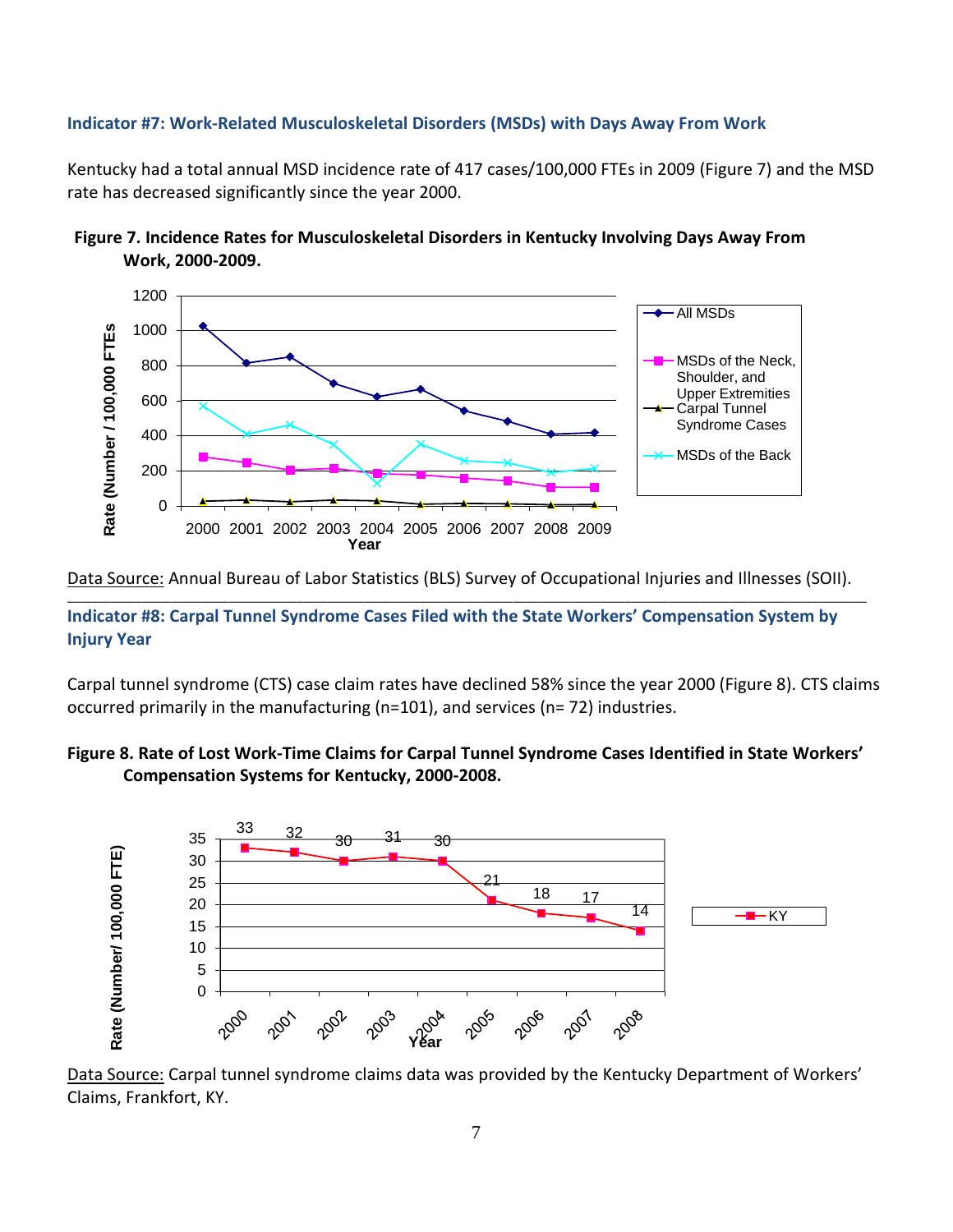### Indicator #7: Work-Related Musculoskeletal Disorders (MSDs) with Days Away From Work

Kentucky had a total annual MSD incidence rate of 417 cases/100,000 FTEs in 2009 (Figure 7) and the MSD rate has decreased significantly since the year 2000.

**Figure 7. Incidence Rates for Musculoskeletal Disorders in Kentucky Involving Days Away From Work, 2000-2009.**

Data Source: Annual Bureau of Labor Statistics (BLS) Survey of Occupational Injuries and Illnesses (SOII).

---

### Indicator #8: Carpal Tunnel Syndrome Cases Filed with the State Workers' Compensation System by Injury Year

Carpal tunnel syndrome (CTS) case claim rates have declined 58% since the year 2000 (Figure 8). CTS claims occurred primarily in the manufacturing (n=101), and services (n= 72) industries.

**Figure 8. Rate of Lost Work-Time Claims for Carpal Tunnel Syndrome Cases Identified in State Workers' Compensation Systems for Kentucky, 2000-2008.**

Data Source: Carpal tunnel syndrome claims data was provided by the Kentucky Department of Workers' Claims, Frankfort, KY.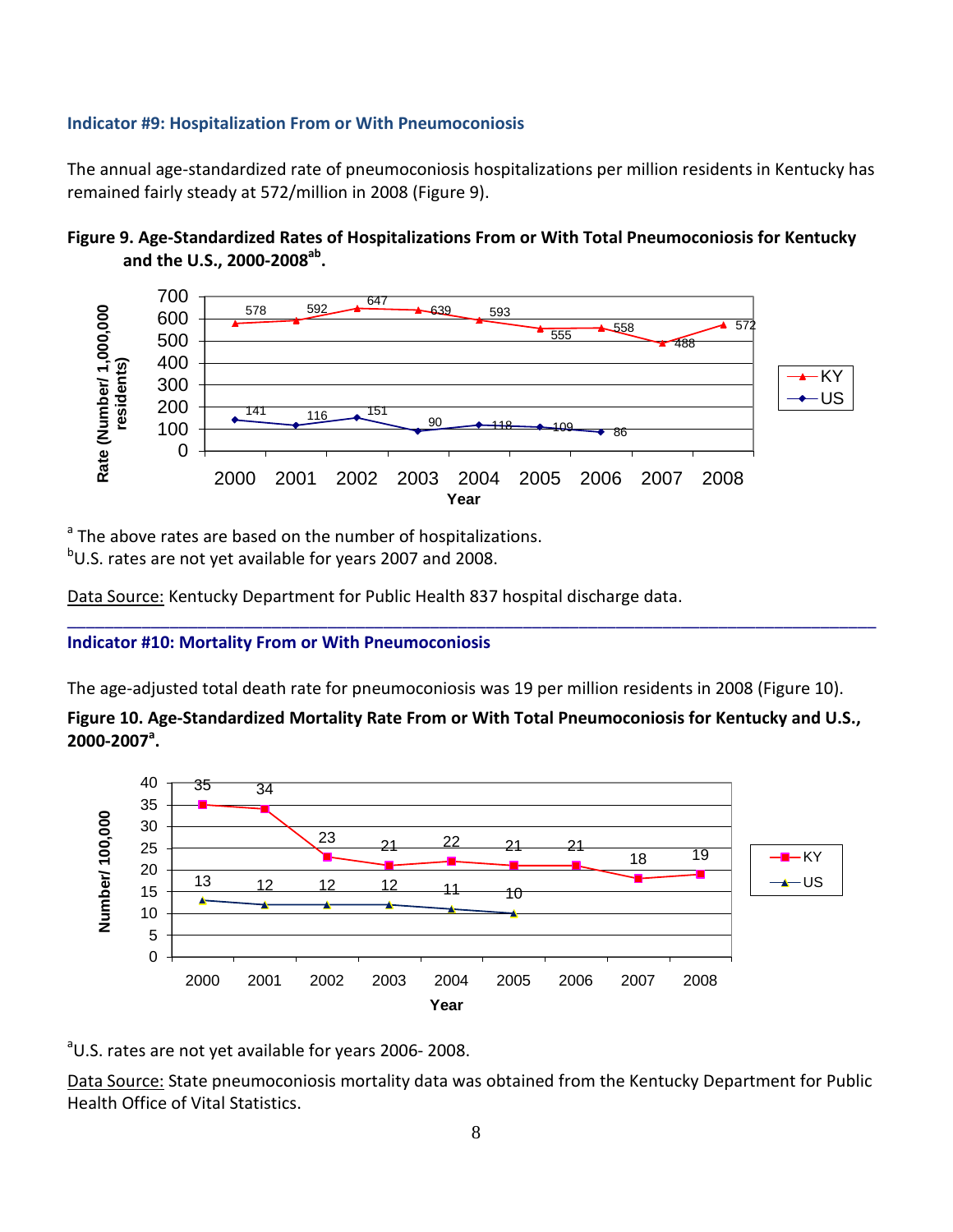### Indicator #9: Hospitalization From or With Pneumoconiosis

The annual age-standardized rate of pneumoconiosis hospitalizations per million residents in Kentucky has remained fairly steady at 572/million in 2008 (Figure 9).

**Figure 9. Age-Standardized Rates of Hospitalizations From or With Total Pneumoconiosis for Kentucky and the U.S., 2000-2008[ab].**

| Year | KY | US |
|---|---|---|
| 2000 | 578 | 141 |
| 2001 | 592 | 116 |
| 2002 | 647 | 151 |
| 2003 | 639 | 90 |
| 2004 | 593 | 118 |
| 2005 | 555 | 109 |
| 2006 | 558 | 86 |
| 2007 | 488 | |
| 2008 | 572 | |

Rate (Number/ 1,000,000 residents)

[a] The above rates are based on the number of hospitalizations.
[b]U.S. rates are not yet available for years 2007 and 2008.

Data Source: Kentucky Department for Public Health 837 hospital discharge data.

---

### Indicator #10: Mortality From or With Pneumoconiosis

The age-adjusted total death rate for pneumoconiosis was 19 per million residents in 2008 (Figure 10).

**Figure 10. Age-Standardized Mortality Rate From or With Total Pneumoconiosis for Kentucky and U.S., 2000-2007[a].**

| Year | KY | US |
|---|---|---|
| 2000 | 35 | 13 |
| 2001 | 34 | 12 |
| 2002 | 23 | 12 |
| 2003 | 21 | 12 |
| 2004 | 22 | 11 |
| 2005 | 21 | 10 |
| 2006 | 21 | |
| 2007 | 18 | |
| 2008 | 19 | |

Number/ 100,000

[a]U.S. rates are not yet available for years 2006- 2008.

Data Source: State pneumoconiosis mortality data was obtained from the Kentucky Department for Public Health Office of Vital Statistics.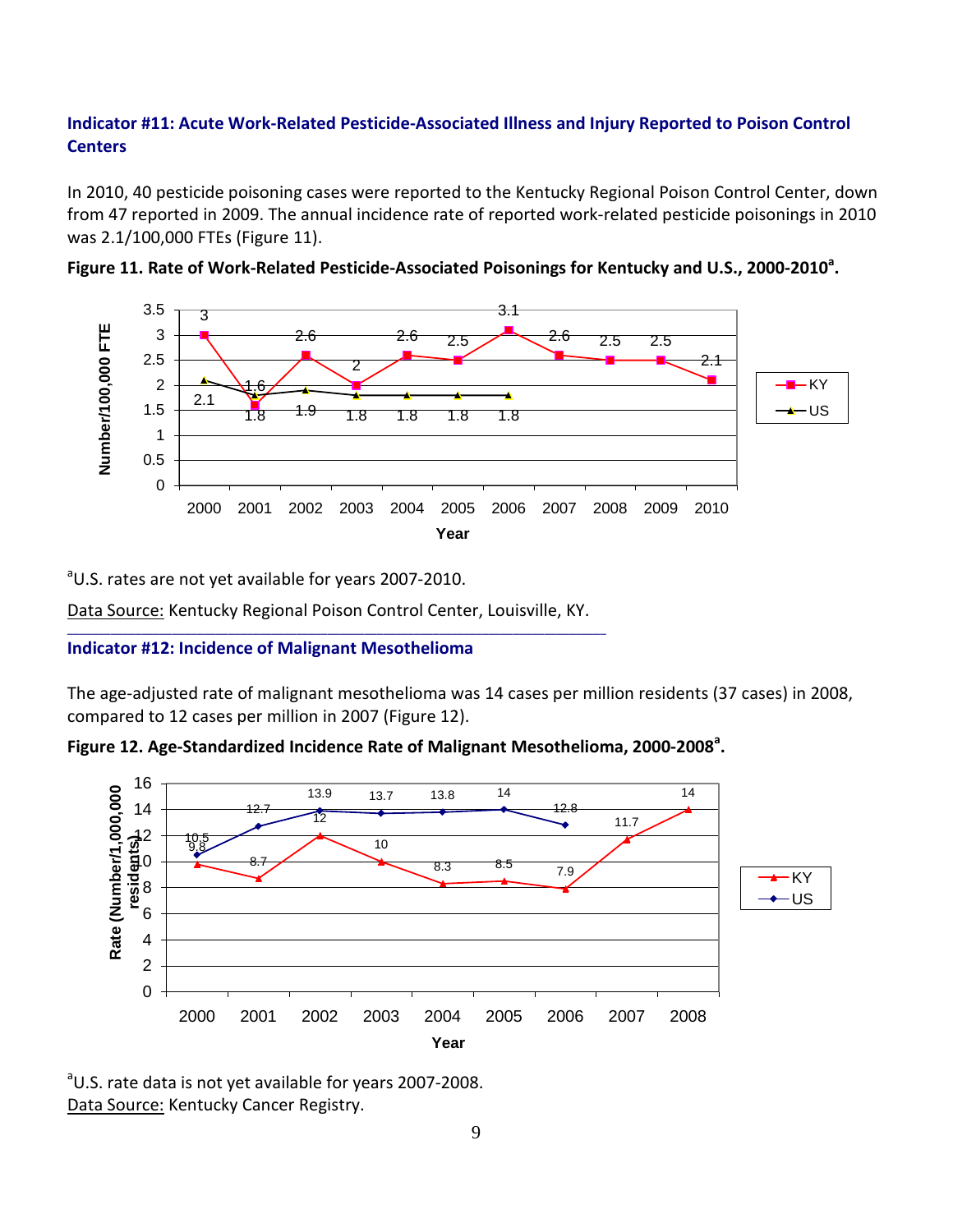### Indicator #11: Acute Work-Related Pesticide-Associated Illness and Injury Reported to Poison Control Centers

In 2010, 40 pesticide poisoning cases were reported to the Kentucky Regional Poison Control Center, down from 47 reported in 2009. The annual incidence rate of reported work-related pesticide poisonings in 2010 was 2.1/100,000 FTEs (Figure 11).

**Figure 11. Rate of Work-Related Pesticide-Associated Poisonings for Kentucky and U.S., 2000-2010[a].**

| Year | KY | US |
|---|---|---|
| 2000 | 3 | 2.1 |
| 2001 | 1.6 | 1.8 |
| 2002 | 2.6 | 1.9 |
| 2003 | 2 | 1.8 |
| 2004 | 2.6 | 1.8 |
| 2005 | 2.5 | 1.8 |
| 2006 | 3.1 | 1.8 |
| 2007 | 2.6 | |
| 2008 | 2.5 | |
| 2009 | 2.5 | |
| 2010 | 2.1 | |

[a]U.S. rates are not yet available for years 2007-2010.

Data Source: Kentucky Regional Poison Control Center, Louisville, KY.

### Indicator #12: Incidence of Malignant Mesothelioma

The age-adjusted rate of malignant mesothelioma was 14 cases per million residents (37 cases) in 2008, compared to 12 cases per million in 2007 (Figure 12).

**Figure 12. Age-Standardized Incidence Rate of Malignant Mesothelioma, 2000-2008[a].**

| Year | KY | US |
|---|---|---|
| 2000 | 9.8 | 10.5 |
| 2001 | 8.7 | 12.7 |
| 2002 | 12 | 13.9 |
| 2003 | 10 | 13.7 |
| 2004 | 8.3 | 13.8 |
| 2005 | 8.5 | 14 |
| 2006 | 7.9 | 12.8 |
| 2007 | 11.7 | |
| 2008 | 14 | |

[a]U.S. rate data is not yet available for years 2007-2008.

Data Source: Kentucky Cancer Registry.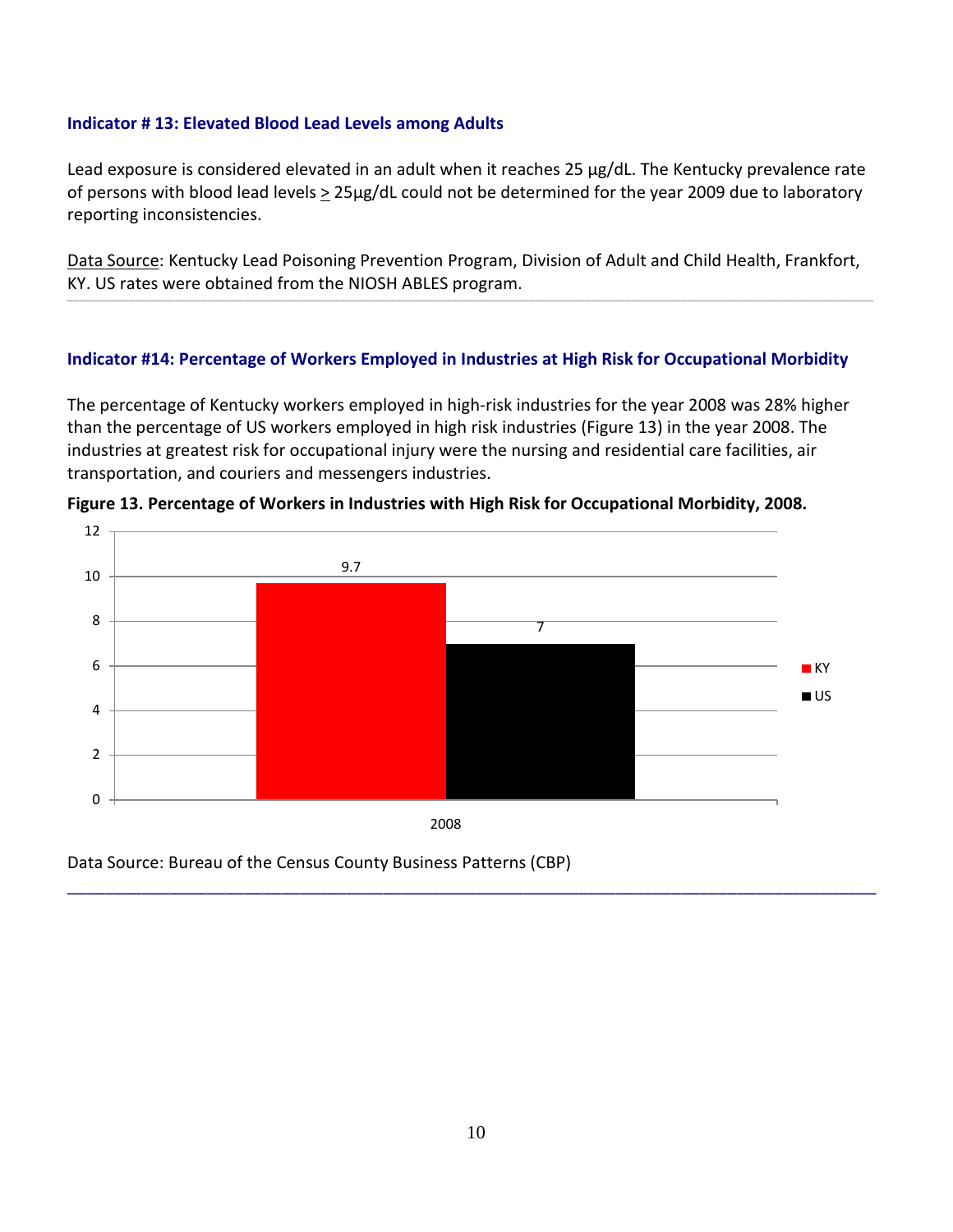### Indicator # 13: Elevated Blood Lead Levels among Adults

Lead exposure is considered elevated in an adult when it reaches 25 µg/dL. The Kentucky prevalence rate of persons with blood lead levels > 25µg/dL could not be determined for the year 2009 due to laboratory reporting inconsistencies.

Data Source: Kentucky Lead Poisoning Prevention Program, Division of Adult and Child Health, Frankfort, KY. US rates were obtained from the NIOSH ABLES program.

---

### Indicator #14: Percentage of Workers Employed in Industries at High Risk for Occupational Morbidity

The percentage of Kentucky workers employed in high-risk industries for the year 2008 was 28% higher than the percentage of US workers employed in high risk industries (Figure 13) in the year 2008. The industries at greatest risk for occupational injury were the nursing and residential care facilities, air transportation, and couriers and messengers industries.

**Figure 13. Percentage of Workers in Industries with High Risk for Occupational Morbidity, 2008.**

| | KY | US |
|---|---|---|
| 2008 | 9.7 | 7 |

Data Source: Bureau of the Census County Business Patterns (CBP)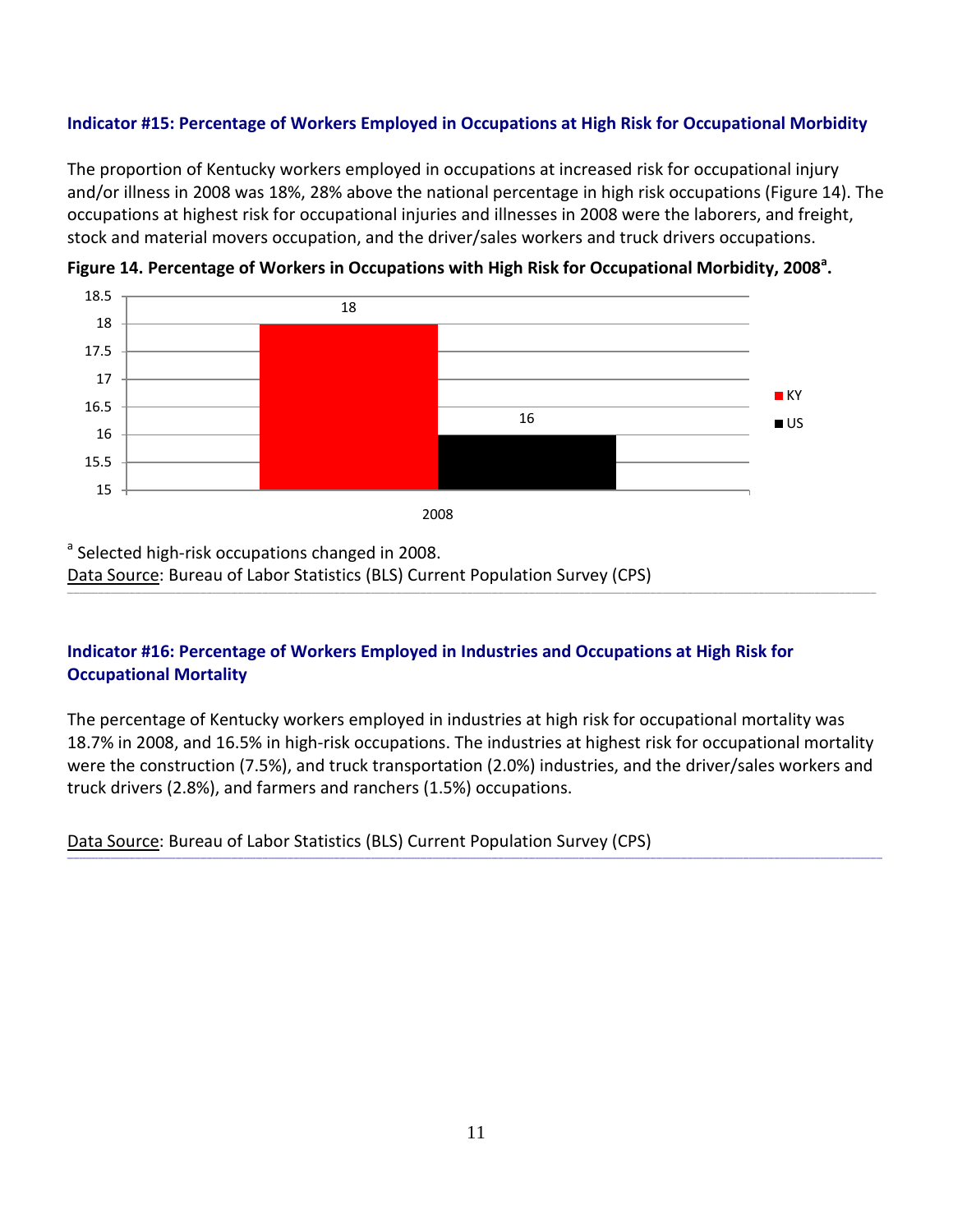### Indicator #15: Percentage of Workers Employed in Occupations at High Risk for Occupational Morbidity

The proportion of Kentucky workers employed in occupations at increased risk for occupational injury and/or illness in 2008 was 18%, 28% above the national percentage in high risk occupations (Figure 14). The occupations at highest risk for occupational injuries and illnesses in 2008 were the laborers, and freight, stock and material movers occupation, and the driver/sales workers and truck drivers occupations.

**Figure 14. Percentage of Workers in Occupations with High Risk for Occupational Morbidity, 2008[a].**

| Year | KY | US |
|---|---|---|
| 2008 | 18 | 16 |

[a] Selected high-risk occupations changed in 2008.

Data Source: Bureau of Labor Statistics (BLS) Current Population Survey (CPS)

### Indicator #16: Percentage of Workers Employed in Industries and Occupations at High Risk for Occupational Mortality

The percentage of Kentucky workers employed in industries at high risk for occupational mortality was 18.7% in 2008, and 16.5% in high-risk occupations. The industries at highest risk for occupational mortality were the construction (7.5%), and truck transportation (2.0%) industries, and the driver/sales workers and truck drivers (2.8%), and farmers and ranchers (1.5%) occupations.

Data Source: Bureau of Labor Statistics (BLS) Current Population Survey (CPS)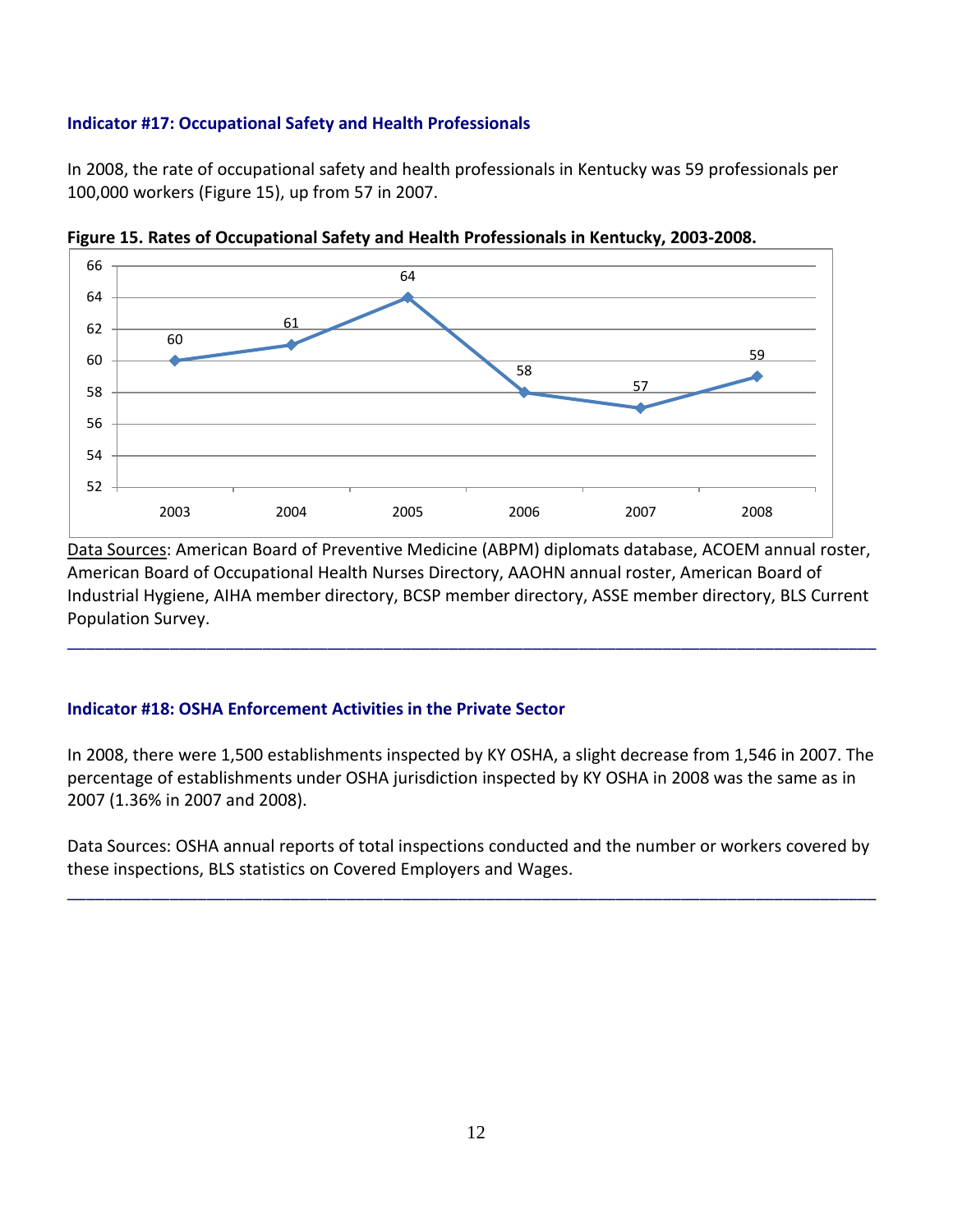### Indicator #17: Occupational Safety and Health Professionals

In 2008, the rate of occupational safety and health professionals in Kentucky was 59 professionals per 100,000 workers (Figure 15), up from 57 in 2007.

**Figure 15. Rates of Occupational Safety and Health Professionals in Kentucky, 2003-2008.**

| Year | Rate |
|---|---|
| 2003 | 60 |
| 2004 | 61 |
| 2005 | 64 |
| 2006 | 58 |
| 2007 | 57 |
| 2008 | 59 |

Data Sources: American Board of Preventive Medicine (ABPM) diplomats database, ACOEM annual roster, American Board of Occupational Health Nurses Directory, AAOHN annual roster, American Board of Industrial Hygiene, AIHA member directory, BCSP member directory, ASSE member directory, BLS Current Population Survey.

---

### Indicator #18: OSHA Enforcement Activities in the Private Sector

In 2008, there were 1,500 establishments inspected by KY OSHA, a slight decrease from 1,546 in 2007. The percentage of establishments under OSHA jurisdiction inspected by KY OSHA in 2008 was the same as in 2007 (1.36% in 2007 and 2008).

Data Sources: OSHA annual reports of total inspections conducted and the number or workers covered by these inspections, BLS statistics on Covered Employers and Wages.

---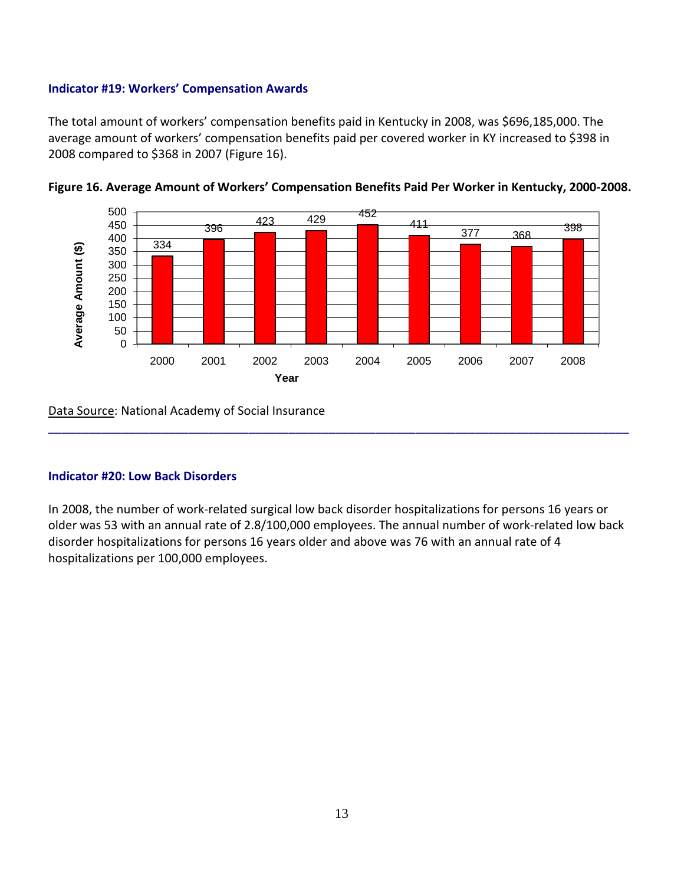### Indicator #19: Workers' Compensation Awards

The total amount of workers' compensation benefits paid in Kentucky in 2008, was $696,185,000. The average amount of workers' compensation benefits paid per covered worker in KY increased to $398 in 2008 compared to $368 in 2007 (Figure 16).

**Figure 16. Average Amount of Workers' Compensation Benefits Paid Per Worker in Kentucky, 2000-2008.**

| Year | Average Amount ($) |
|---|---|
| 2000 | 334 |
| 2001 | 396 |
| 2002 | 423 |
| 2003 | 429 |
| 2004 | 452 |
| 2005 | 411 |
| 2006 | 377 |
| 2007 | 368 |
| 2008 | 398 |

Data Source: National Academy of Social Insurance

---

### Indicator #20: Low Back Disorders

In 2008, the number of work-related surgical low back disorder hospitalizations for persons 16 years or older was 53 with an annual rate of 2.8/100,000 employees. The annual number of work-related low back disorder hospitalizations for persons 16 years older and above was 76 with an annual rate of 4 hospitalizations per 100,000 employees.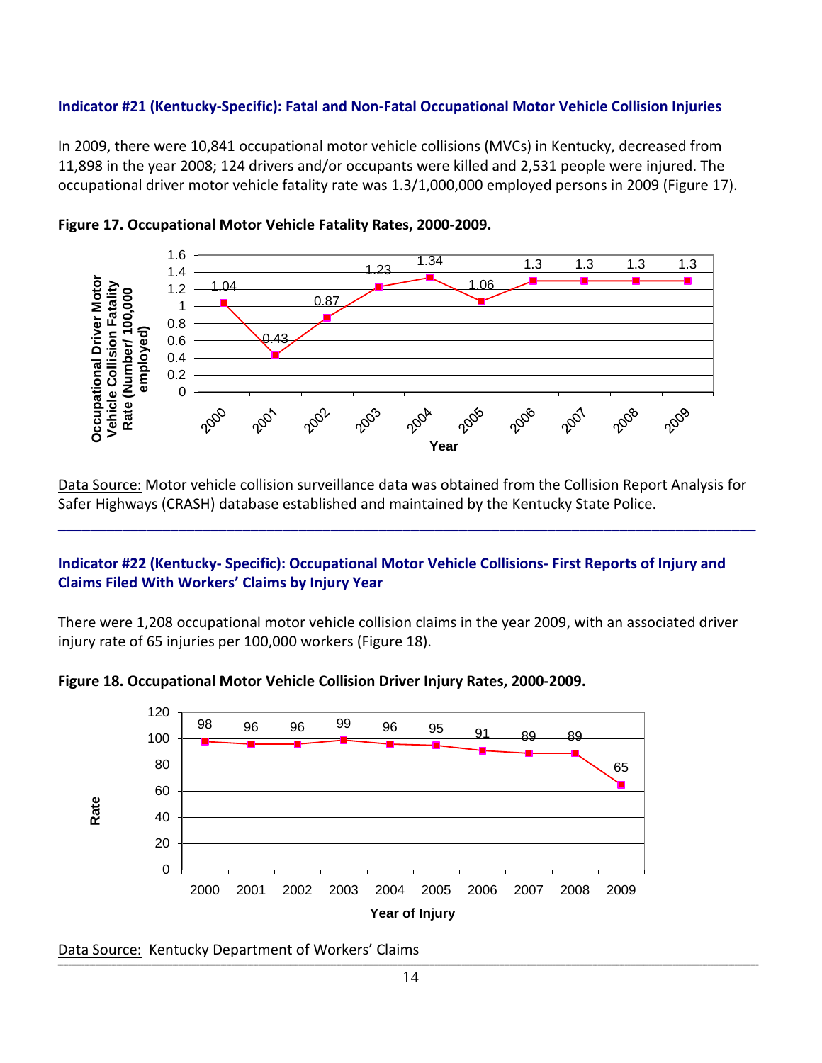**Indicator #21 (Kentucky-Specific): Fatal and Non-Fatal Occupational Motor Vehicle Collision Injuries**

In 2009, there were 10,841 occupational motor vehicle collisions (MVCs) in Kentucky, decreased from 11,898 in the year 2008; 124 drivers and/or occupants were killed and 2,531 people were injured. The occupational driver motor vehicle fatality rate was 1.3/1,000,000 employed persons in 2009 (Figure 17).

**Figure 17. Occupational Motor Vehicle Fatality Rates, 2000-2009.**

| Year | Occupational Driver Motor Vehicle Collision Fatality Rate (Number/ 100,000 employed) |
|---|---|
| 2000 | 1.04 |
| 2001 | 0.43 |
| 2002 | 0.87 |
| 2003 | 1.23 |
| 2004 | 1.34 |
| 2005 | 1.06 |
| 2006 | 1.3 |
| 2007 | 1.3 |
| 2008 | 1.3 |
| 2009 | 1.3 |

Data Source: Motor vehicle collision surveillance data was obtained from the Collision Report Analysis for Safer Highways (CRASH) database established and maintained by the Kentucky State Police.

---

**Indicator #22 (Kentucky- Specific): Occupational Motor Vehicle Collisions- First Reports of Injury and Claims Filed With Workers' Claims by Injury Year**

There were 1,208 occupational motor vehicle collision claims in the year 2009, with an associated driver injury rate of 65 injuries per 100,000 workers (Figure 18).

**Figure 18. Occupational Motor Vehicle Collision Driver Injury Rates, 2000-2009.**

| Year of Injury | Rate |
|---|---|
| 2000 | 98 |
| 2001 | 96 |
| 2002 | 96 |
| 2003 | 99 |
| 2004 | 96 |
| 2005 | 95 |
| 2006 | 91 |
| 2007 | 89 |
| 2008 | 89 |
| 2009 | 65 |

Data Source: Kentucky Department of Workers' Claims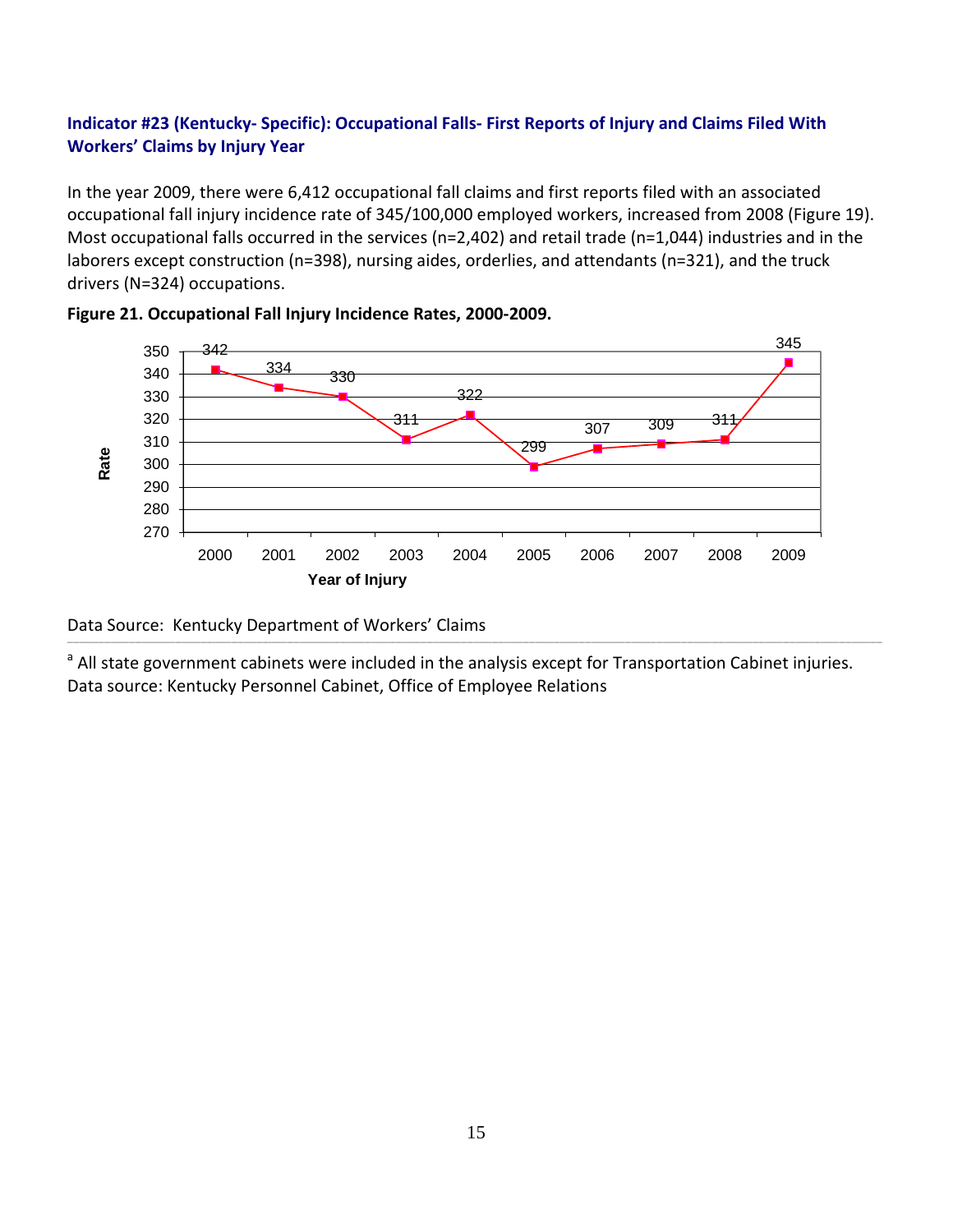### Indicator #23 (Kentucky- Specific): Occupational Falls- First Reports of Injury and Claims Filed With Workers' Claims by Injury Year

In the year 2009, there were 6,412 occupational fall claims and first reports filed with an associated occupational fall injury incidence rate of 345/100,000 employed workers, increased from 2008 (Figure 19). Most occupational falls occurred in the services (n=2,402) and retail trade (n=1,044) industries and in the laborers except construction (n=398), nursing aides, orderlies, and attendants (n=321), and the truck drivers (N=324) occupations.

**Figure 21. Occupational Fall Injury Incidence Rates, 2000-2009.**

Rate

350
340
330
320
310
300
290
280
270

342
334
330
311
322
299
307
309
311
345

2000 2001 2002 2003 2004 2005 2006 2007 2008 2009

Year of Injury

Data Source: Kentucky Department of Workers' Claims

---

[a] All state government cabinets were included in the analysis except for Transportation Cabinet injuries. Data source: Kentucky Personnel Cabinet, Office of Employee Relations